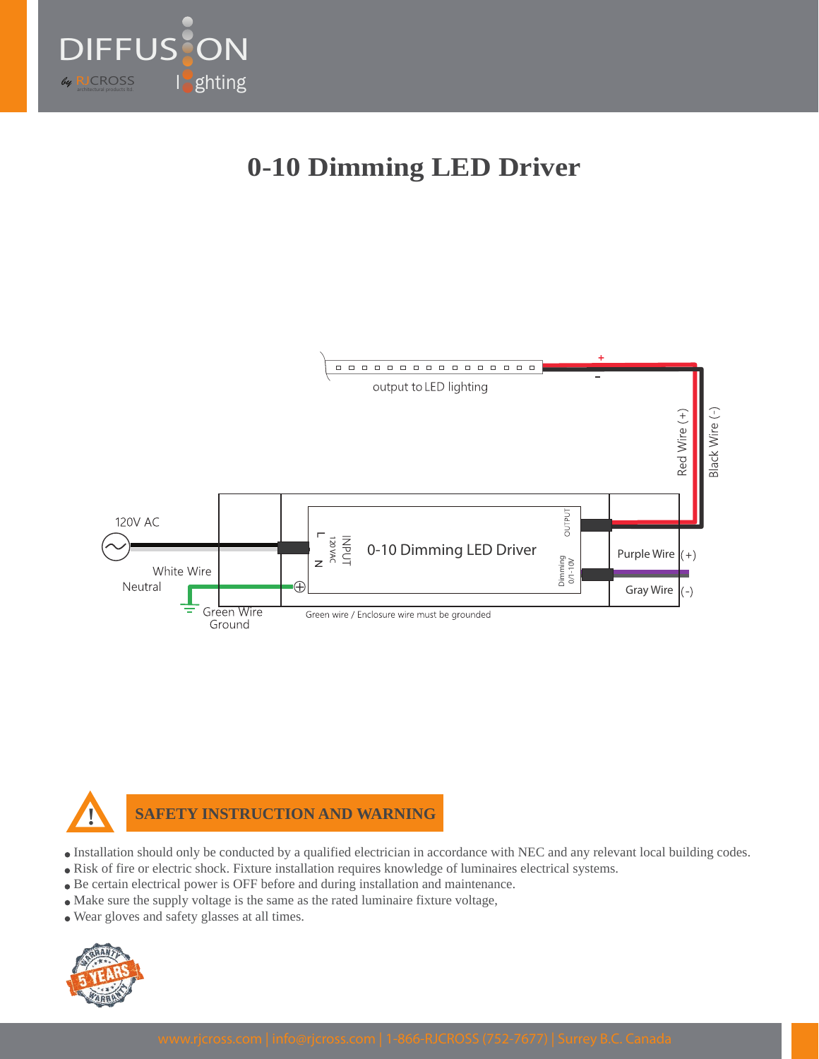# 0-10 Dimming LED Driver

output to LED lighting

Red Wire (+)

Black Wire (-)

120V AC

White Wire

Neutral

Green Wire

Ground

INPUT 120 VAC

L

N

0-10 Dimming LED Driver

OUTPUT

Dimming 0/1-10V

Purple Wire (+)

Gray Wire (-)

Green wire / Enclosure wire must be grounded

## SAFETY INSTRUCTION AND WARNING

- Installation should only be conducted by a qualified electrician in accordance with NEC and any relevant local building codes.
- Risk of fire or electric shock. Fixture installation requires knowledge of luminaires electrical systems.
- Be certain electrical power is OFF before and during installation and maintenance.
- Make sure the supply voltage is the same as the rated luminaire fixture voltage,
- Wear gloves and safety glasses at all times.

WARRANTY 5 YEARS WARRANTY

www.rjcross.com | info@rjcross.com | 1-866-RJCROSS (752-7677) | Surrey B.C. Canada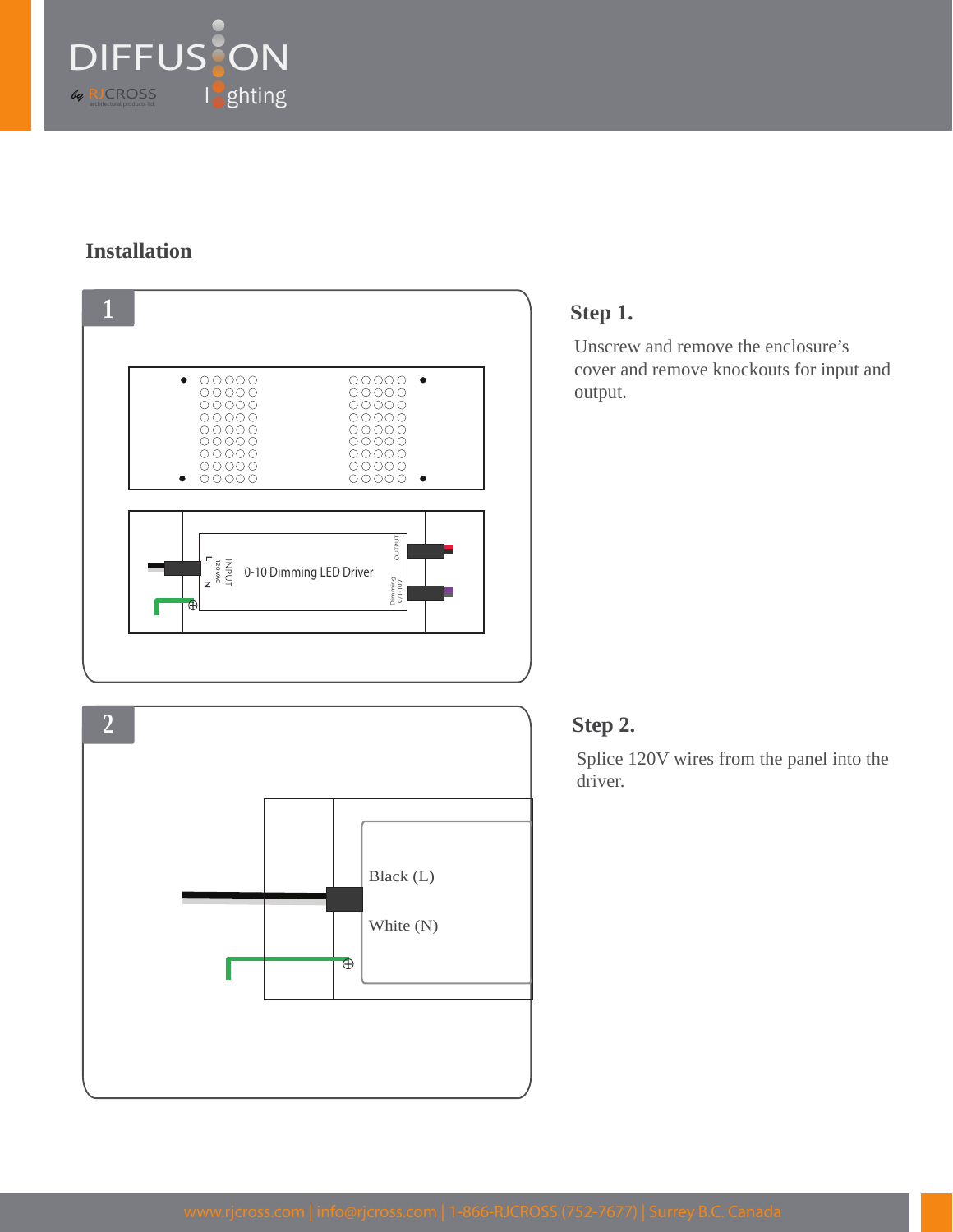## Installation

**1**

0-10 Dimming LED Driver

INPUT 120 VAC L N

OUTPUT

Dimming 0 / 1-10V

### Step 1.

Unscrew and remove the enclosure's cover and remove knockouts for input and output.

**2**

Black (L)

White (N)

### Step 2.

Splice 120V wires from the panel into the driver.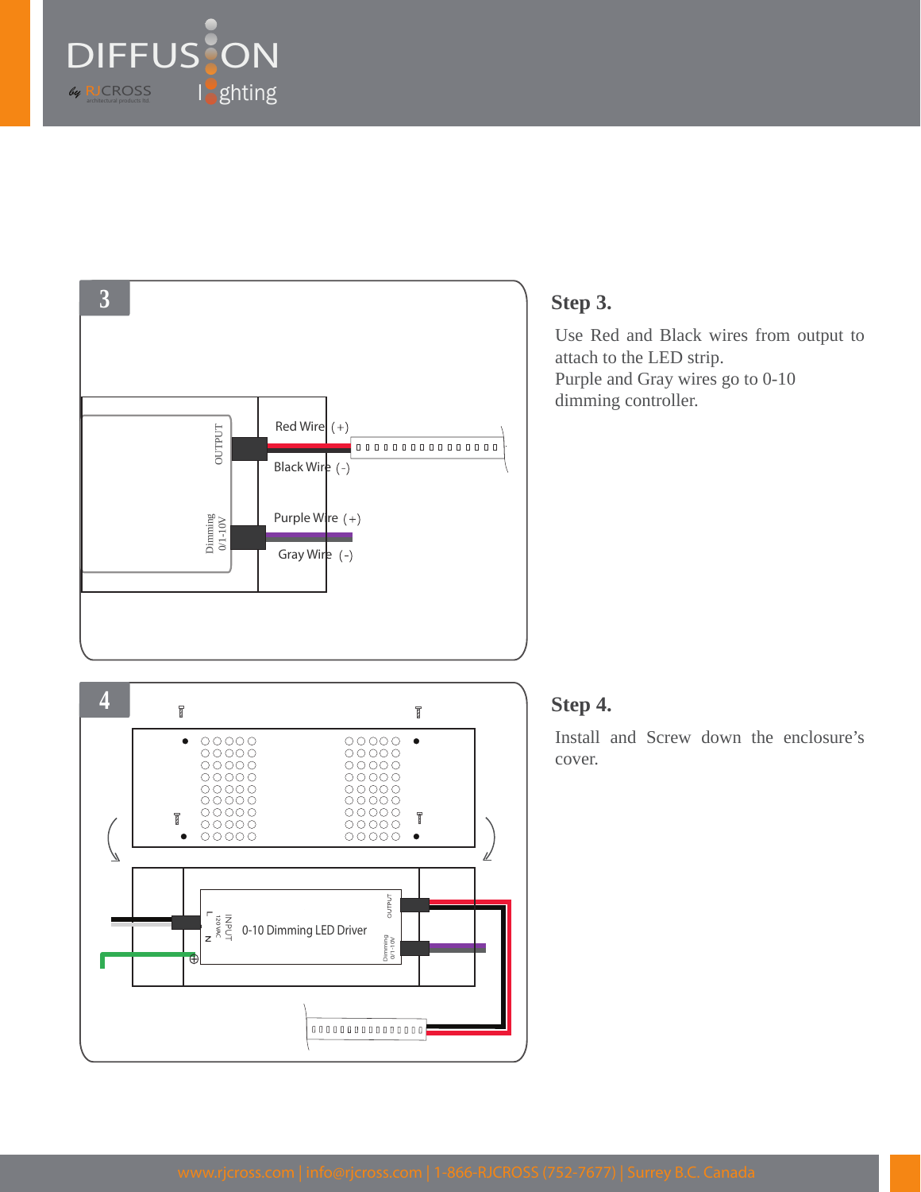## Step 3.

Use Red and Black wires from output to attach to the LED strip.
Purple and Gray wires go to 0-10 dimming controller.

## Step 4.

Install and Screw down the enclosure's cover.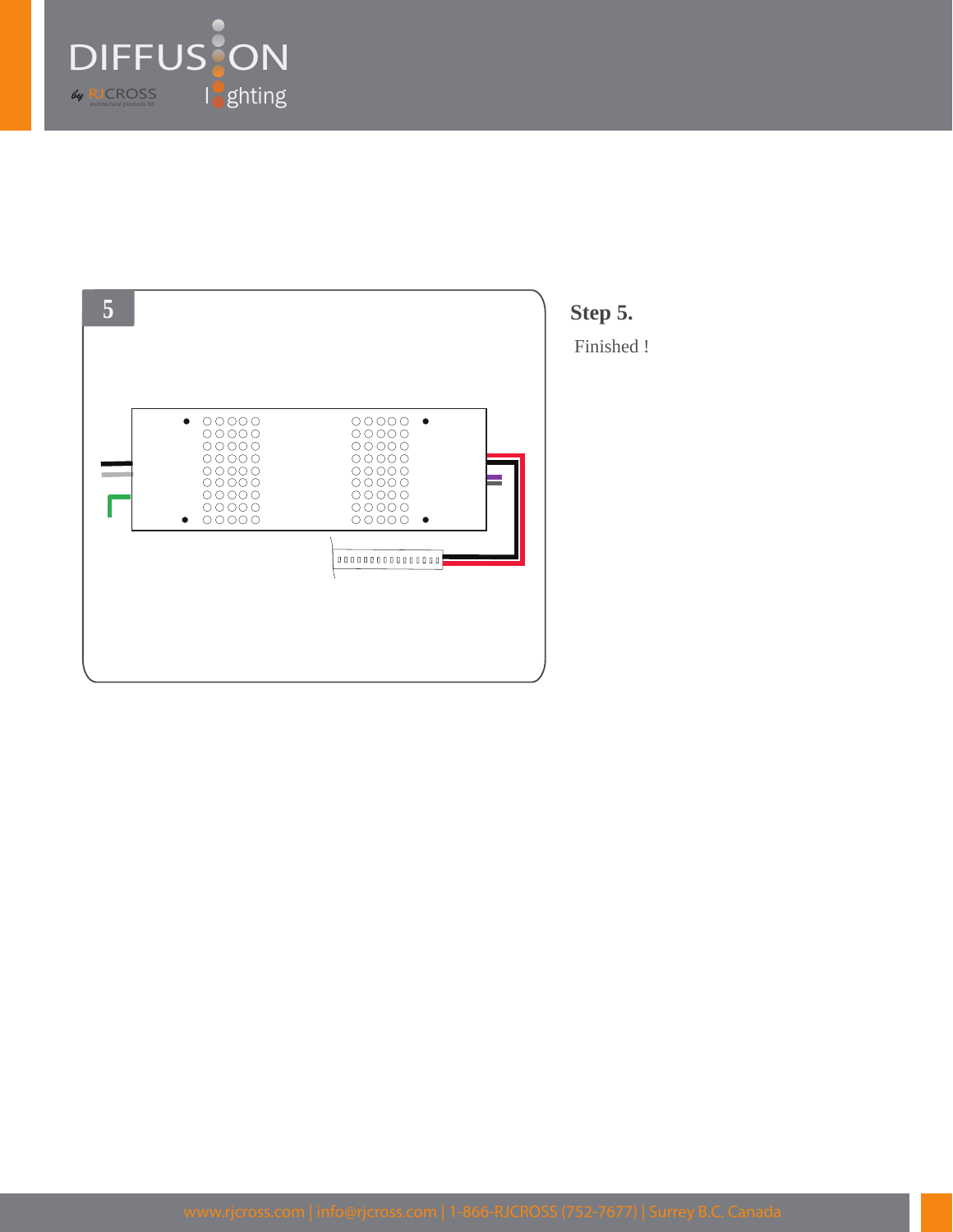5

## Step 5.

Finished !